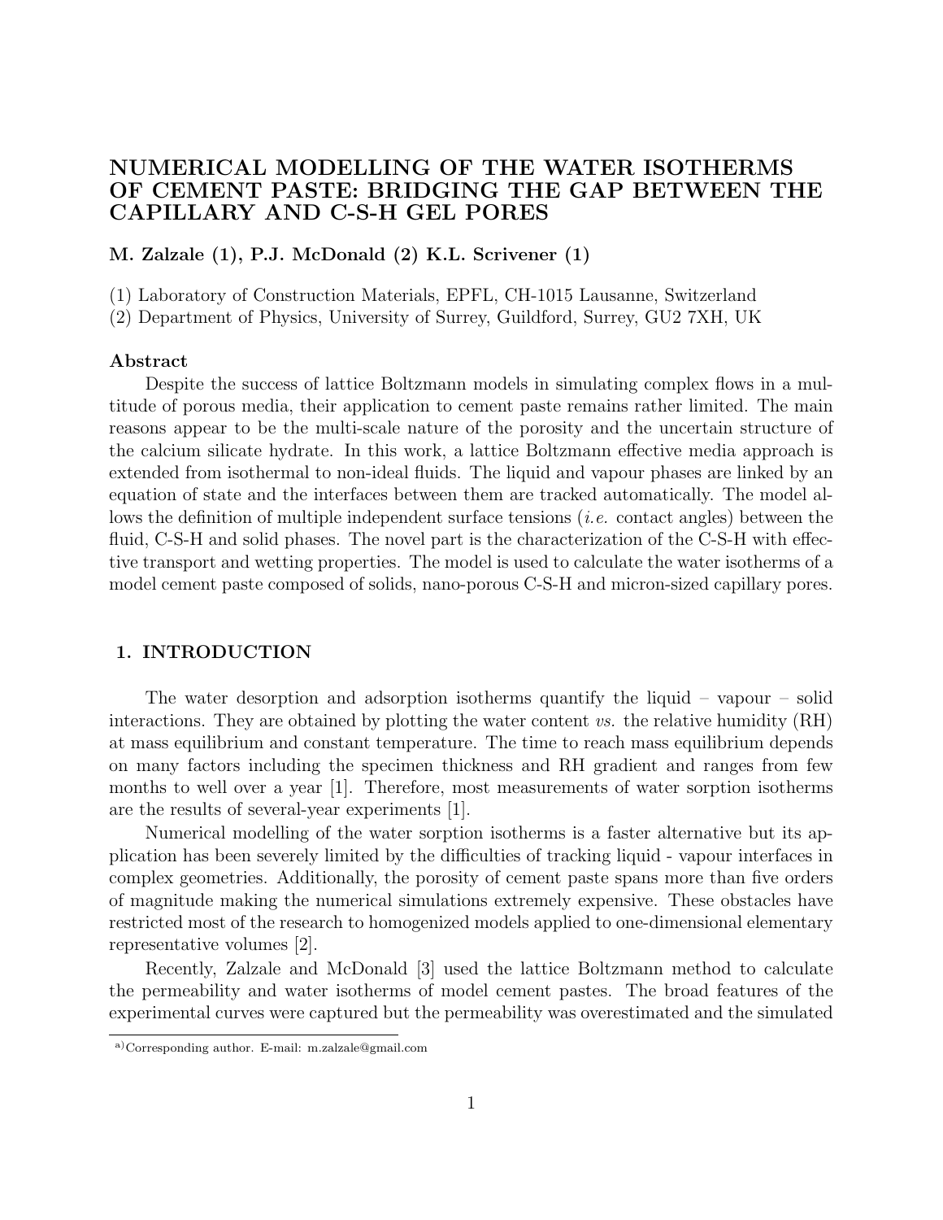# NUMERICAL MODELLING OF THE WATER ISOTHERMS OF CEMENT PASTE: BRIDGING THE GAP BETWEEN THE CAPILLARY AND C-S-H GEL PORES

**M. Zalzale (1), P.J. McDonald (2) K.L. Scrivener (1)**

(1) Laboratory of Construction Materials, EPFL, CH-1015 Lausanne, Switzerland
(2) Department of Physics, University of Surrey, Guildford, Surrey, GU2 7XH, UK

**Abstract**

Despite the success of lattice Boltzmann models in simulating complex flows in a multitude of porous media, their application to cement paste remains rather limited. The main reasons appear to be the multi-scale nature of the porosity and the uncertain structure of the calcium silicate hydrate. In this work, a lattice Boltzmann effective media approach is extended from isothermal to non-ideal fluids. The liquid and vapour phases are linked by an equation of state and the interfaces between them are tracked automatically. The model allows the definition of multiple independent surface tensions (*i.e.* contact angles) between the fluid, C-S-H and solid phases. The novel part is the characterization of the C-S-H with effective transport and wetting properties. The model is used to calculate the water isotherms of a model cement paste composed of solids, nano-porous C-S-H and micron-sized capillary pores.

## 1. INTRODUCTION

The water desorption and adsorption isotherms quantify the liquid – vapour – solid interactions. They are obtained by plotting the water content *vs.* the relative humidity (RH) at mass equilibrium and constant temperature. The time to reach mass equilibrium depends on many factors including the specimen thickness and RH gradient and ranges from few months to well over a year [1]. Therefore, most measurements of water sorption isotherms are the results of several-year experiments [1].

Numerical modelling of the water sorption isotherms is a faster alternative but its application has been severely limited by the difficulties of tracking liquid - vapour interfaces in complex geometries. Additionally, the porosity of cement paste spans more than five orders of magnitude making the numerical simulations extremely expensive. These obstacles have restricted most of the research to homogenized models applied to one-dimensional elementary representative volumes [2].

Recently, Zalzale and McDonald [3] used the lattice Boltzmann method to calculate the permeability and water isotherms of model cement pastes. The broad features of the experimental curves were captured but the permeability was overestimated and the simulated

[a] Corresponding author. E-mail: m.zalzale@gmail.com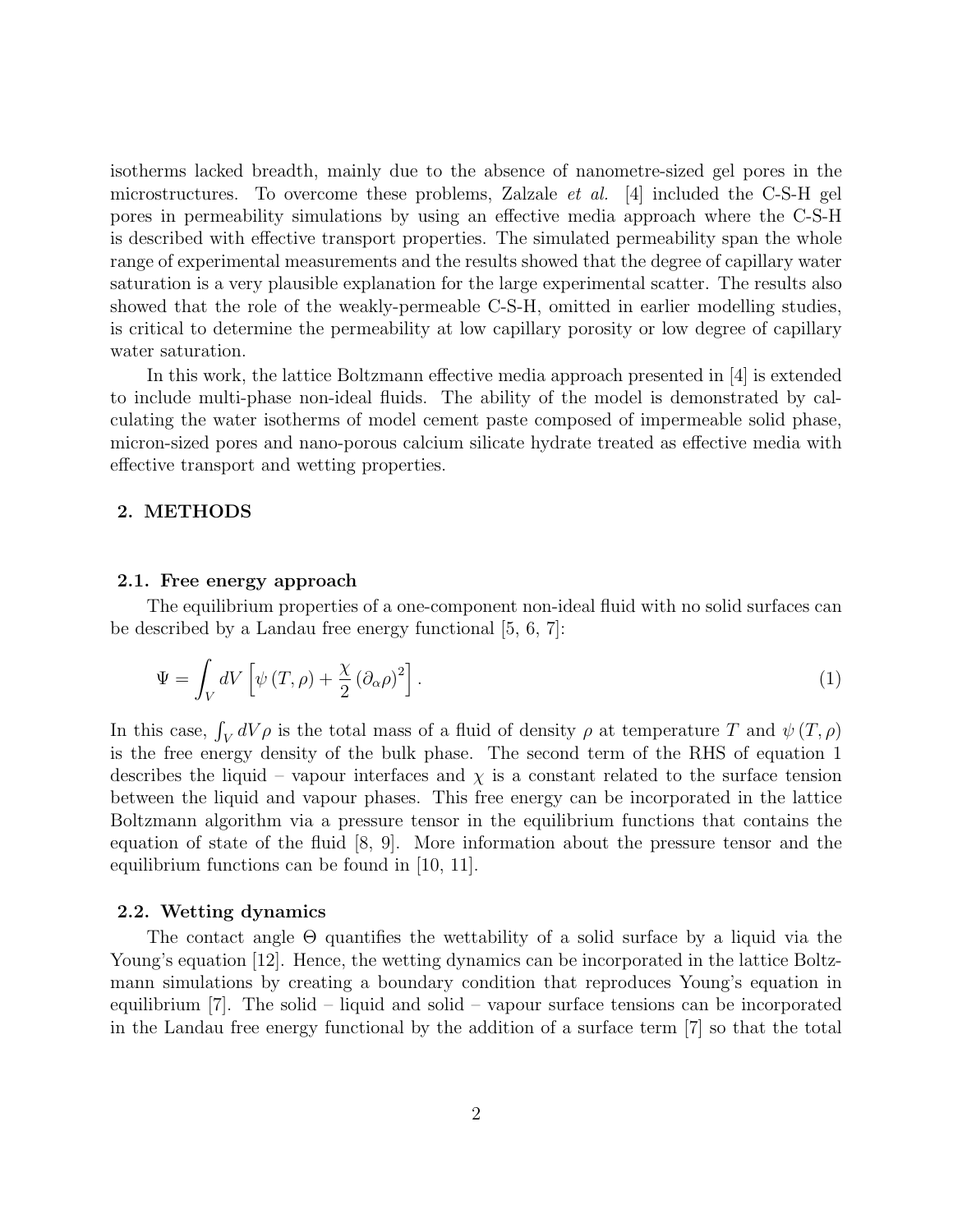isotherms lacked breadth, mainly due to the absence of nanometre-sized gel pores in the microstructures. To overcome these problems, Zalzale *et al.* [4] included the C-S-H gel pores in permeability simulations by using an effective media approach where the C-S-H is described with effective transport properties. The simulated permeability span the whole range of experimental measurements and the results showed that the degree of capillary water saturation is a very plausible explanation for the large experimental scatter. The results also showed that the role of the weakly-permeable C-S-H, omitted in earlier modelling studies, is critical to determine the permeability at low capillary porosity or low degree of capillary water saturation.

In this work, the lattice Boltzmann effective media approach presented in [4] is extended to include multi-phase non-ideal fluids. The ability of the model is demonstrated by calculating the water isotherms of model cement paste composed of impermeable solid phase, micron-sized pores and nano-porous calcium silicate hydrate treated as effective media with effective transport and wetting properties.

## 2. METHODS

### 2.1. Free energy approach

The equilibrium properties of a one-component non-ideal fluid with no solid surfaces can be described by a Landau free energy functional [5, 6, 7]:

$$\Psi = \int_V dV \left[ \psi(T,\rho) + \frac{\chi}{2} (\partial_\alpha \rho)^2 \right]. \tag{1}$$

In this case, $\int_V dV \rho$ is the total mass of a fluid of density $\rho$ at temperature $T$ and $\psi(T,\rho)$ is the free energy density of the bulk phase. The second term of the RHS of equation 1 describes the liquid – vapour interfaces and $\chi$ is a constant related to the surface tension between the liquid and vapour phases. This free energy can be incorporated in the lattice Boltzmann algorithm via a pressure tensor in the equilibrium functions that contains the equation of state of the fluid [8, 9]. More information about the pressure tensor and the equilibrium functions can be found in [10, 11].

### 2.2. Wetting dynamics

The contact angle $\Theta$ quantifies the wettability of a solid surface by a liquid via the Young's equation [12]. Hence, the wetting dynamics can be incorporated in the lattice Boltzmann simulations by creating a boundary condition that reproduces Young's equation in equilibrium [7]. The solid – liquid and solid – vapour surface tensions can be incorporated in the Landau free energy functional by the addition of a surface term [7] so that the total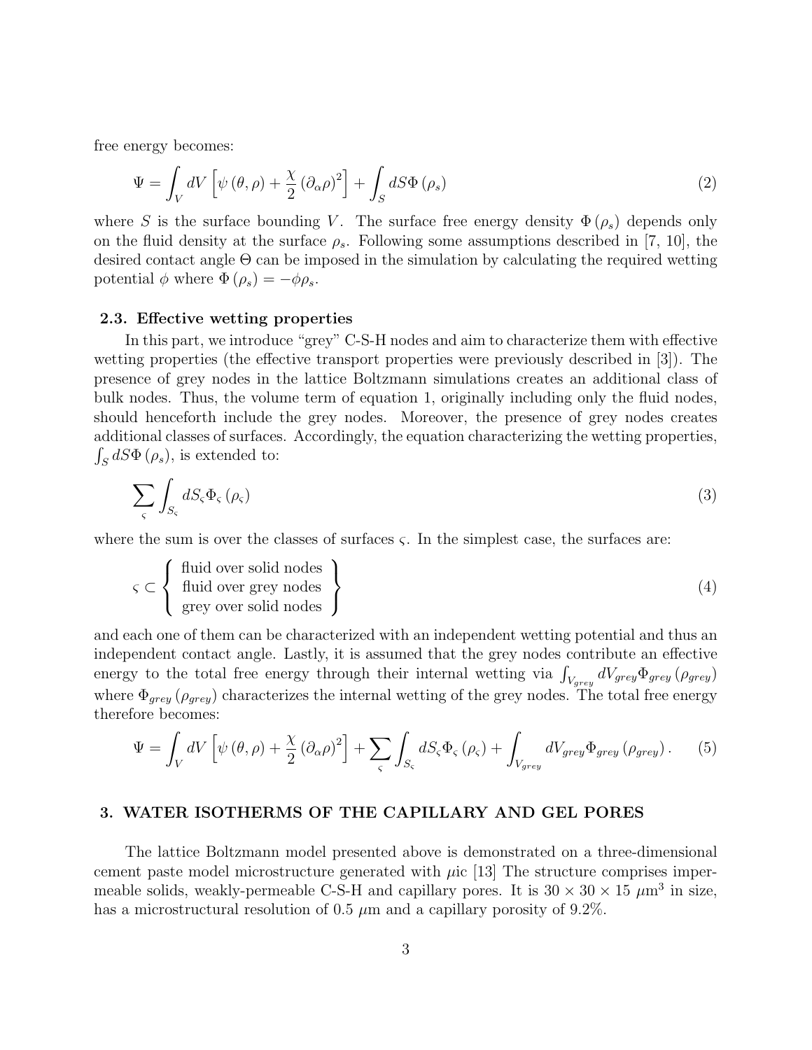free energy becomes:

$$\Psi = \int_V dV \left[ \psi(\theta, \rho) + \frac{\chi}{2} (\partial_\alpha \rho)^2 \right] + \int_S dS \Phi(\rho_s) \tag{2}$$

where $S$ is the surface bounding $V$. The surface free energy density $\Phi(\rho_s)$ depends only on the fluid density at the surface $\rho_s$. Following some assumptions described in [7, 10], the desired contact angle $\Theta$ can be imposed in the simulation by calculating the required wetting potential $\phi$ where $\Phi(\rho_s) = -\phi \rho_s$.

### 2.3. Effective wetting properties

In this part, we introduce "grey" C-S-H nodes and aim to characterize them with effective wetting properties (the effective transport properties were previously described in [3]). The presence of grey nodes in the lattice Boltzmann simulations creates an additional class of bulk nodes. Thus, the volume term of equation 1, originally including only the fluid nodes, should henceforth include the grey nodes. Moreover, the presence of grey nodes creates additional classes of surfaces. Accordingly, the equation characterizing the wetting properties, $\int_S dS \Phi(\rho_s)$, is extended to:

$$\sum_\varsigma \int_{S_\varsigma} dS_\varsigma \Phi_\varsigma(\rho_\varsigma) \tag{3}$$

where the sum is over the classes of surfaces $\varsigma$. In the simplest case, the surfaces are:

$$\varsigma \subset \left\{ \begin{array}{c} \text{fluid over solid nodes} \\ \text{fluid over grey nodes} \\ \text{grey over solid nodes} \end{array} \right\} \tag{4}$$

and each one of them can be characterized with an independent wetting potential and thus an independent contact angle. Lastly, it is assumed that the grey nodes contribute an effective energy to the total free energy through their internal wetting via $\int_{V_{grey}} dV_{grey} \Phi_{grey}(\rho_{grey})$ where $\Phi_{grey}(\rho_{grey})$ characterizes the internal wetting of the grey nodes. The total free energy therefore becomes:

$$\Psi = \int_V dV \left[ \psi(\theta, \rho) + \frac{\chi}{2} (\partial_\alpha \rho)^2 \right] + \sum_\varsigma \int_{S_\varsigma} dS_\varsigma \Phi_\varsigma(\rho_\varsigma) + \int_{V_{grey}} dV_{grey} \Phi_{grey}(\rho_{grey}). \tag{5}$$

## 3. WATER ISOTHERMS OF THE CAPILLARY AND GEL PORES

The lattice Boltzmann model presented above is demonstrated on a three-dimensional cement paste model microstructure generated with $\mu$ic [13] The structure comprises impermeable solids, weakly-permeable C-S-H and capillary pores. It is $30 \times 30 \times 15$ $\mu$m$^3$ in size, has a microstructural resolution of 0.5 $\mu$m and a capillary porosity of 9.2%.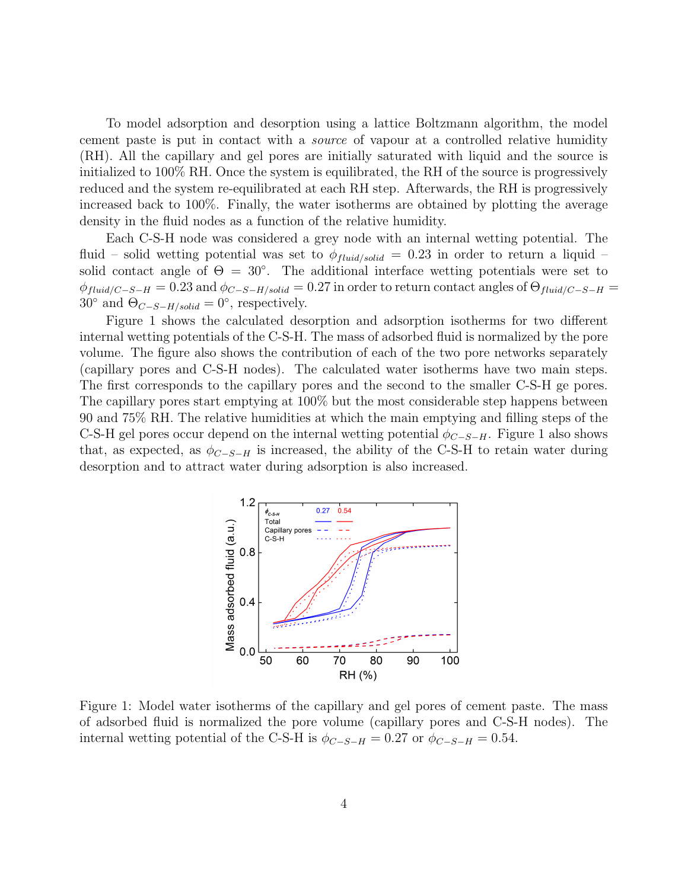To model adsorption and desorption using a lattice Boltzmann algorithm, the model cement paste is put in contact with a *source* of vapour at a controlled relative humidity (RH). All the capillary and gel pores are initially saturated with liquid and the source is initialized to 100% RH. Once the system is equilibrated, the RH of the source is progressively reduced and the system re-equilibrated at each RH step. Afterwards, the RH is progressively increased back to 100%. Finally, the water isotherms are obtained by plotting the average density in the fluid nodes as a function of the relative humidity.

Each C-S-H node was considered a grey node with an internal wetting potential. The fluid – solid wetting potential was set to $\phi_{fluid/solid} = 0.23$ in order to return a liquid – solid contact angle of $\Theta = 30°$. The additional interface wetting potentials were set to $\phi_{fluid/C-S-H} = 0.23$ and $\phi_{C-S-H/solid} = 0.27$ in order to return contact angles of $\Theta_{fluid/C-S-H} = 30°$ and $\Theta_{C-S-H/solid} = 0°$, respectively.

Figure 1 shows the calculated desorption and adsorption isotherms for two different internal wetting potentials of the C-S-H. The mass of adsorbed fluid is normalized by the pore volume. The figure also shows the contribution of each of the two pore networks separately (capillary pores and C-S-H nodes). The calculated water isotherms have two main steps. The first corresponds to the capillary pores and the second to the smaller C-S-H ge pores. The capillary pores start emptying at 100% but the most considerable step happens between 90 and 75% RH. The relative humidities at which the main emptying and filling steps of the C-S-H gel pores occur depend on the internal wetting potential $\phi_{C-S-H}$. Figure 1 also shows that, as expected, as $\phi_{C-S-H}$ is increased, the ability of the C-S-H to retain water during desorption and to attract water during adsorption is also increased.

Figure 1: Model water isotherms of the capillary and gel pores of cement paste. The mass of adsorbed fluid is normalized the pore volume (capillary pores and C-S-H nodes). The internal wetting potential of the C-S-H is $\phi_{C-S-H} = 0.27$ or $\phi_{C-S-H} = 0.54$.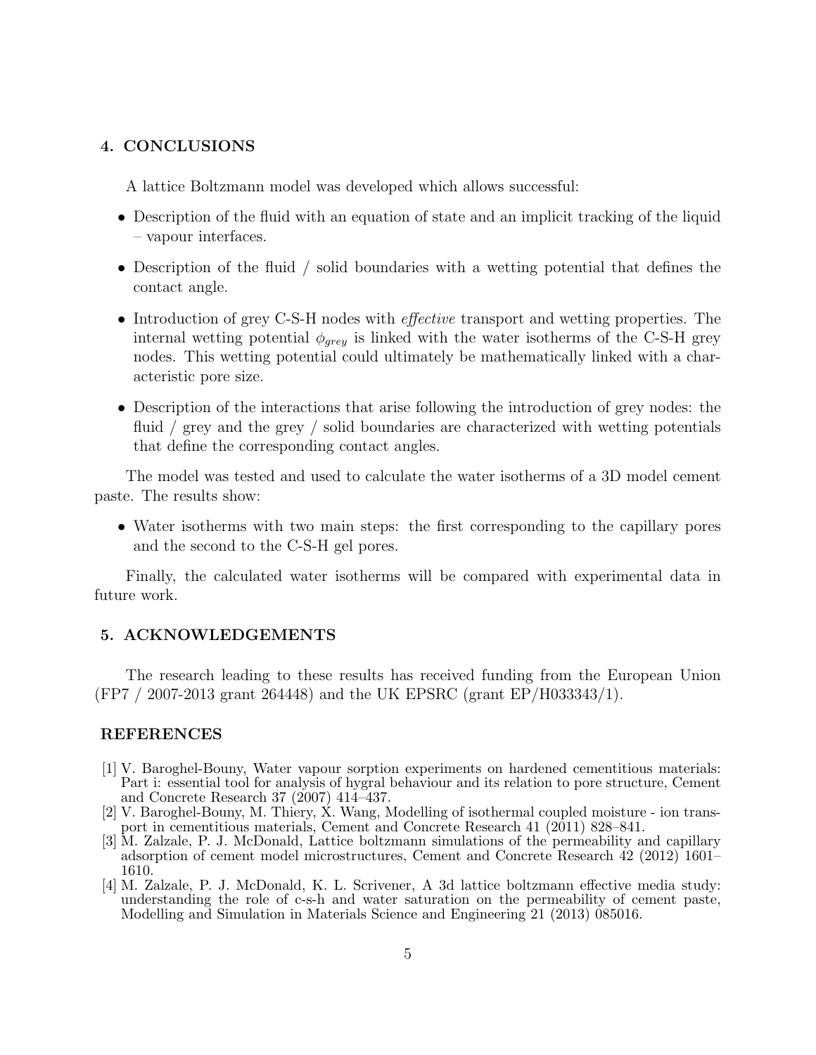## 4. CONCLUSIONS

A lattice Boltzmann model was developed which allows successful:

- Description of the fluid with an equation of state and an implicit tracking of the liquid – vapour interfaces.
- Description of the fluid / solid boundaries with a wetting potential that defines the contact angle.
- Introduction of grey C-S-H nodes with *effective* transport and wetting properties. The internal wetting potential $\phi_{grey}$ is linked with the water isotherms of the C-S-H grey nodes. This wetting potential could ultimately be mathematically linked with a characteristic pore size.
- Description of the interactions that arise following the introduction of grey nodes: the fluid / grey and the grey / solid boundaries are characterized with wetting potentials that define the corresponding contact angles.

The model was tested and used to calculate the water isotherms of a 3D model cement paste. The results show:

- Water isotherms with two main steps: the first corresponding to the capillary pores and the second to the C-S-H gel pores.

Finally, the calculated water isotherms will be compared with experimental data in future work.

## 5. ACKNOWLEDGEMENTS

The research leading to these results has received funding from the European Union (FP7 / 2007-2013 grant 264448) and the UK EPSRC (grant EP/H033343/1).

## REFERENCES

[1] V. Baroghel-Bouny, Water vapour sorption experiments on hardened cementitious materials: Part i: essential tool for analysis of hygral behaviour and its relation to pore structure, Cement and Concrete Research 37 (2007) 414–437.

[2] V. Baroghel-Bouny, M. Thiery, X. Wang, Modelling of isothermal coupled moisture - ion transport in cementitious materials, Cement and Concrete Research 41 (2011) 828–841.

[3] M. Zalzale, P. J. McDonald, Lattice boltzmann simulations of the permeability and capillary adsorption of cement model microstructures, Cement and Concrete Research 42 (2012) 1601–1610.

[4] M. Zalzale, P. J. McDonald, K. L. Scrivener, A 3d lattice boltzmann effective media study: understanding the role of c-s-h and water saturation on the permeability of cement paste, Modelling and Simulation in Materials Science and Engineering 21 (2013) 085016.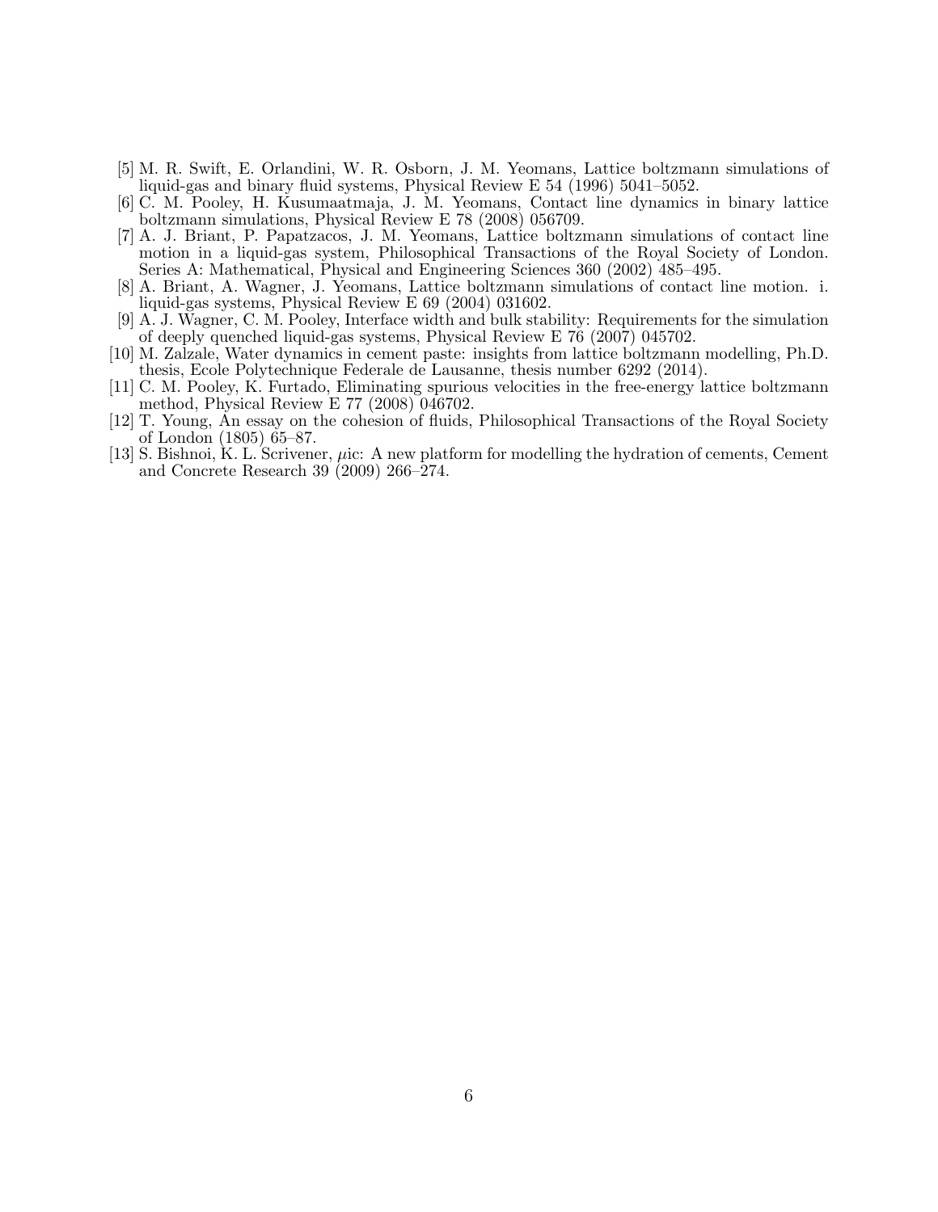[5] M. R. Swift, E. Orlandini, W. R. Osborn, J. M. Yeomans, Lattice boltzmann simulations of liquid-gas and binary fluid systems, Physical Review E 54 (1996) 5041–5052.

[6] C. M. Pooley, H. Kusumaatmaja, J. M. Yeomans, Contact line dynamics in binary lattice boltzmann simulations, Physical Review E 78 (2008) 056709.

[7] A. J. Briant, P. Papatzacos, J. M. Yeomans, Lattice boltzmann simulations of contact line motion in a liquid-gas system, Philosophical Transactions of the Royal Society of London. Series A: Mathematical, Physical and Engineering Sciences 360 (2002) 485–495.

[8] A. Briant, A. Wagner, J. Yeomans, Lattice boltzmann simulations of contact line motion. i. liquid-gas systems, Physical Review E 69 (2004) 031602.

[9] A. J. Wagner, C. M. Pooley, Interface width and bulk stability: Requirements for the simulation of deeply quenched liquid-gas systems, Physical Review E 76 (2007) 045702.

[10] M. Zalzale, Water dynamics in cement paste: insights from lattice boltzmann modelling, Ph.D. thesis, Ecole Polytechnique Federale de Lausanne, thesis number 6292 (2014).

[11] C. M. Pooley, K. Furtado, Eliminating spurious velocities in the free-energy lattice boltzmann method, Physical Review E 77 (2008) 046702.

[12] T. Young, An essay on the cohesion of fluids, Philosophical Transactions of the Royal Society of London (1805) 65–87.

[13] S. Bishnoi, K. L. Scrivener, $\mu$ic: A new platform for modelling the hydration of cements, Cement and Concrete Research 39 (2009) 266–274.